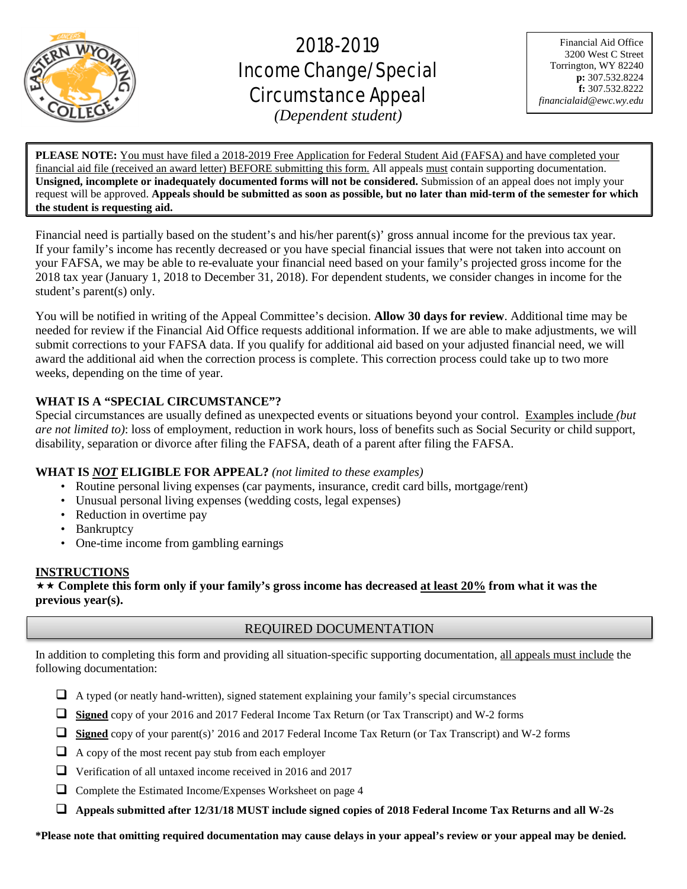# 2018-2019 Income Change/Special Circumstance Appeal

*(Dependent student)*

Financial Aid Office
3200 West C Street
Torrington, WY 82240
**p:** 307.532.8224
**f:** 307.532.8222
*financialaid@ewc.wy.edu*

**PLEASE NOTE:** You must have filed a 2018-2019 Free Application for Federal Student Aid (FAFSA) and have completed your financial aid file (received an award letter) BEFORE submitting this form. All appeals must contain supporting documentation. **Unsigned, incomplete or inadequately documented forms will not be considered.** Submission of an appeal does not imply your request will be approved. **Appeals should be submitted as soon as possible, but no later than mid-term of the semester for which the student is requesting aid.**

Financial need is partially based on the student's and his/her parent(s)' gross annual income for the previous tax year. If your family's income has recently decreased or you have special financial issues that were not taken into account on your FAFSA, we may be able to re-evaluate your financial need based on your family's projected gross income for the 2018 tax year (January 1, 2018 to December 31, 2018). For dependent students, we consider changes in income for the student's parent(s) only.

You will be notified in writing of the Appeal Committee's decision. **Allow 30 days for review**. Additional time may be needed for review if the Financial Aid Office requests additional information. If we are able to make adjustments, we will submit corrections to your FAFSA data. If you qualify for additional aid based on your adjusted financial need, we will award the additional aid when the correction process is complete. This correction process could take up to two more weeks, depending on the time of year.

**WHAT IS A "SPECIAL CIRCUMSTANCE"?**
Special circumstances are usually defined as unexpected events or situations beyond your control. Examples include *(but are not limited to)*: loss of employment, reduction in work hours, loss of benefits such as Social Security or child support, disability, separation or divorce after filing the FAFSA, death of a parent after filing the FAFSA.

**WHAT IS *NOT* ELIGIBLE FOR APPEAL?** *(not limited to these examples)*

- Routine personal living expenses (car payments, insurance, credit card bills, mortgage/rent)
- Unusual personal living expenses (wedding costs, legal expenses)
- Reduction in overtime pay
- Bankruptcy
- One-time income from gambling earnings

**INSTRUCTIONS**
★★ **Complete this form only if your family's gross income has decreased at least 20% from what it was the previous year(s).**

## REQUIRED DOCUMENTATION

In addition to completing this form and providing all situation-specific supporting documentation, all appeals must include the following documentation:

- ☐ A typed (or neatly hand-written), signed statement explaining your family's special circumstances
- ☐ **Signed** copy of your 2016 and 2017 Federal Income Tax Return (or Tax Transcript) and W-2 forms
- ☐ **Signed** copy of your parent(s)' 2016 and 2017 Federal Income Tax Return (or Tax Transcript) and W-2 forms
- ☐ A copy of the most recent pay stub from each employer
- ☐ Verification of all untaxed income received in 2016 and 2017
- ☐ Complete the Estimated Income/Expenses Worksheet on page 4
- ☐ **Appeals submitted after 12/31/18 MUST include signed copies of 2018 Federal Income Tax Returns and all W-2s**

**\*Please note that omitting required documentation may cause delays in your appeal's review or your appeal may be denied.**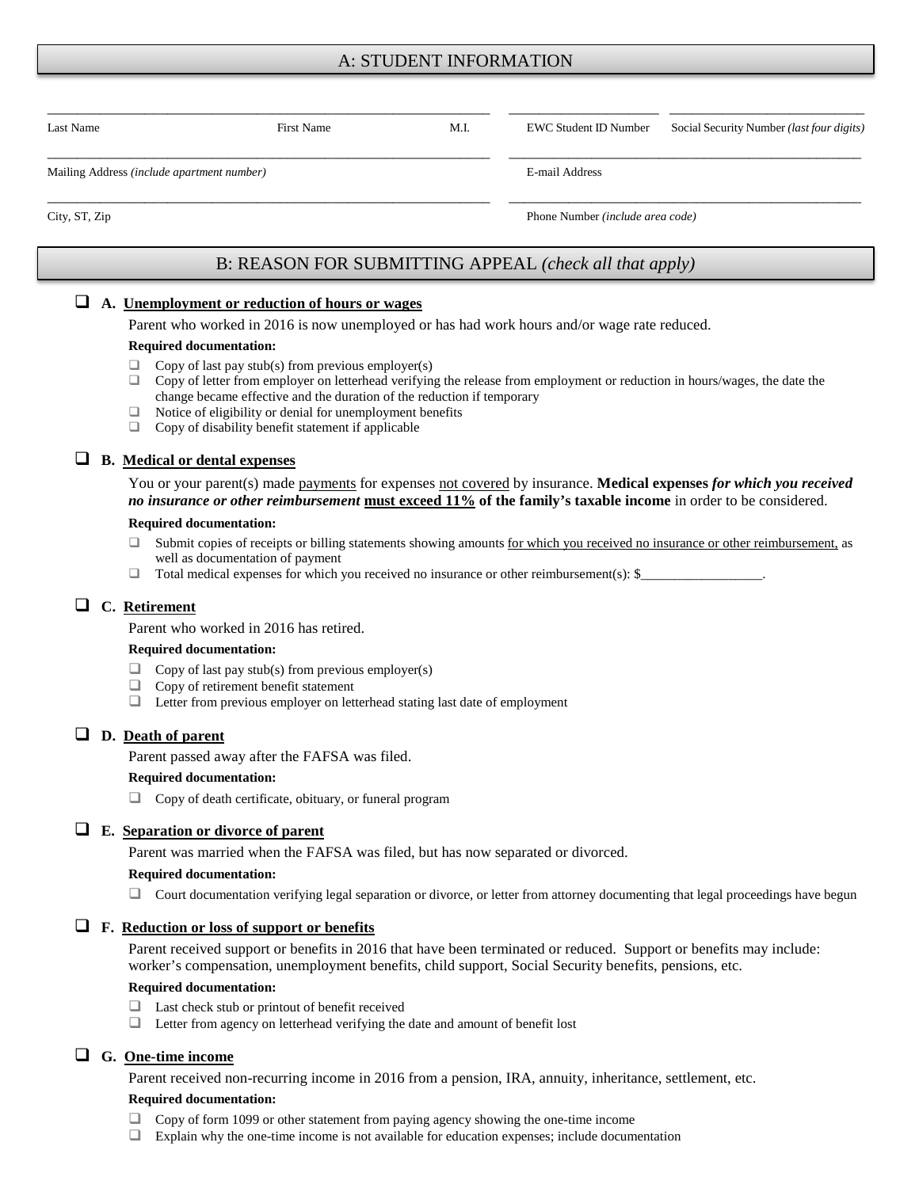## A: STUDENT INFORMATION

| Last Name | First Name | M.I. | EWC Student ID Number | Social Security Number *(last four digits)* |
|---|---|---|---|---|
| | | | | |

Mailing Address *(include apartment number)* _______________ E-mail Address _______________

City, ST, Zip _______________ Phone Number *(include area code)* _______________

## B: REASON FOR SUBMITTING APPEAL *(check all that apply)*

❑ **A. Unemployment or reduction of hours or wages**

Parent who worked in 2016 is now unemployed or has had work hours and/or wage rate reduced.

**Required documentation:**

- ❑ Copy of last pay stub(s) from previous employer(s)
- ❑ Copy of letter from employer on letterhead verifying the release from employment or reduction in hours/wages, the date the change became effective and the duration of the reduction if temporary
- ❑ Notice of eligibility or denial for unemployment benefits
- ❑ Copy of disability benefit statement if applicable

❑ **B. Medical or dental expenses**

You or your parent(s) made payments for expenses not covered by insurance. **Medical expenses *for which you received no insurance or other reimbursement* must exceed 11% of the family's taxable income** in order to be considered.

**Required documentation:**

- ❑ Submit copies of receipts or billing statements showing amounts for which you received no insurance or other reimbursement, as well as documentation of payment
- ❑ Total medical expenses for which you received no insurance or other reimbursement(s): $__________________.

❑ **C. Retirement**

Parent who worked in 2016 has retired.

**Required documentation:**

- ❑ Copy of last pay stub(s) from previous employer(s)
- ❑ Copy of retirement benefit statement
- ❑ Letter from previous employer on letterhead stating last date of employment

❑ **D. Death of parent**

Parent passed away after the FAFSA was filed.

**Required documentation:**

- ❑ Copy of death certificate, obituary, or funeral program

❑ **E. Separation or divorce of parent**

Parent was married when the FAFSA was filed, but has now separated or divorced.

**Required documentation:**

- ❑ Court documentation verifying legal separation or divorce, or letter from attorney documenting that legal proceedings have begun

❑ **F. Reduction or loss of support or benefits**

Parent received support or benefits in 2016 that have been terminated or reduced. Support or benefits may include: worker's compensation, unemployment benefits, child support, Social Security benefits, pensions, etc.

**Required documentation:**

- ❑ Last check stub or printout of benefit received
- ❑ Letter from agency on letterhead verifying the date and amount of benefit lost

❑ **G. One-time income**

Parent received non-recurring income in 2016 from a pension, IRA, annuity, inheritance, settlement, etc.

**Required documentation:**

- ❑ Copy of form 1099 or other statement from paying agency showing the one-time income
- ❑ Explain why the one-time income is not available for education expenses; include documentation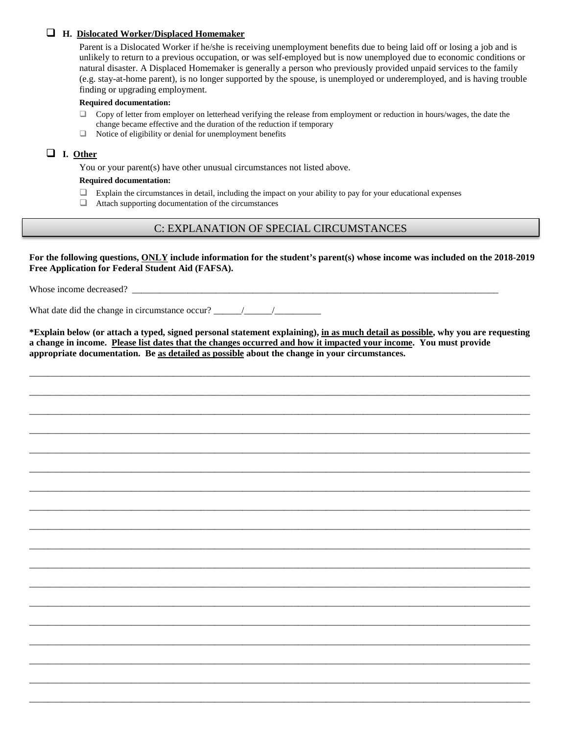- [ ] **H. Dislocated Worker/Displaced Homemaker**

Parent is a Dislocated Worker if he/she is receiving unemployment benefits due to being laid off or losing a job and is unlikely to return to a previous occupation, or was self-employed but is now unemployed due to economic conditions or natural disaster. A Displaced Homemaker is generally a person who previously provided unpaid services to the family (e.g. stay-at-home parent), is no longer supported by the spouse, is unemployed or underemployed, and is having trouble finding or upgrading employment.

**Required documentation:**

- [ ] Copy of letter from employer on letterhead verifying the release from employment or reduction in hours/wages, the date the change became effective and the duration of the reduction if temporary
- [ ] Notice of eligibility or denial for unemployment benefits

- [ ] **I. Other**

You or your parent(s) have other unusual circumstances not listed above.

**Required documentation:**

- [ ] Explain the circumstances in detail, including the impact on your ability to pay for your educational expenses
- [ ] Attach supporting documentation of the circumstances

## C: EXPLANATION OF SPECIAL CIRCUMSTANCES

**For the following questions, ONLY include information for the student's parent(s) whose income was included on the 2018-2019 Free Application for Federal Student Aid (FAFSA).**

Whose income decreased? ______________________________________________________________________________

What date did the change in circumstance occur? ______/______/__________

**\*Explain below (or attach a typed, signed personal statement explaining), in as much detail as possible, why you are requesting a change in income. Please list dates that the changes occurred and how it impacted your income. You must provide appropriate documentation. Be as detailed as possible about the change in your circumstances.**

____________________________________________________________________________________________________

____________________________________________________________________________________________________

____________________________________________________________________________________________________

____________________________________________________________________________________________________

____________________________________________________________________________________________________

____________________________________________________________________________________________________

____________________________________________________________________________________________________

____________________________________________________________________________________________________

____________________________________________________________________________________________________

____________________________________________________________________________________________________

____________________________________________________________________________________________________

____________________________________________________________________________________________________

____________________________________________________________________________________________________

____________________________________________________________________________________________________

____________________________________________________________________________________________________

____________________________________________________________________________________________________

____________________________________________________________________________________________________

____________________________________________________________________________________________________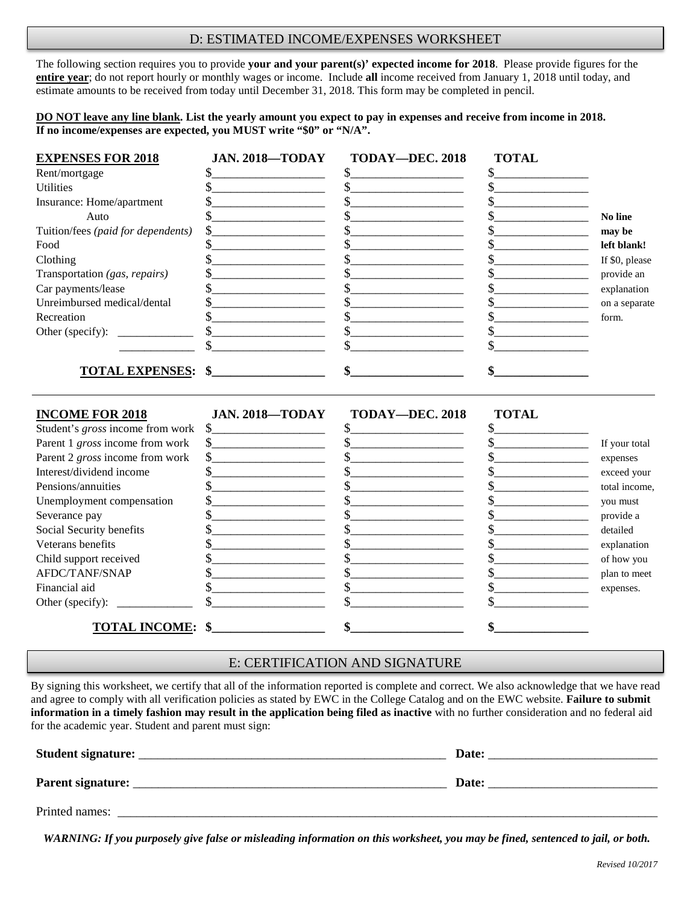## D: ESTIMATED INCOME/EXPENSES WORKSHEET

The following section requires you to provide **your and your parent(s)' expected income for 2018**. Please provide figures for the **entire year**; do not report hourly or monthly wages or income. Include **all** income received from January 1, 2018 until today, and estimate amounts to be received from today until December 31, 2018. This form may be completed in pencil.

**DO NOT leave any line blank. List the yearly amount you expect to pay in expenses and receive from income in 2018. If no income/expenses are expected, you MUST write "$0" or "N/A".**

| **EXPENSES FOR 2018** | **JAN. 2018—TODAY** | **TODAY—DEC. 2018** | **TOTAL** | |
|---|---|---|---|---|
| Rent/mortgage | $__________ | $__________ | $__________ | |
| Utilities | $__________ | $__________ | $__________ | |
| Insurance: Home/apartment | $__________ | $__________ | $__________ | |
| Auto | $__________ | $__________ | $__________ | **No line** |
| Tuition/fees *(paid for dependents)* | $__________ | $__________ | $__________ | **may be** |
| Food | $__________ | $__________ | $__________ | **left blank!** |
| Clothing | $__________ | $__________ | $__________ | If $0, please |
| Transportation *(gas, repairs)* | $__________ | $__________ | $__________ | provide an |
| Car payments/lease | $__________ | $__________ | $__________ | explanation |
| Unreimbursed medical/dental | $__________ | $__________ | $__________ | on a separate |
| Recreation | $__________ | $__________ | $__________ | form. |
| Other (specify): __________ | $__________ | $__________ | $__________ | |
| __________ | $__________ | $__________ | $__________ | |
| **TOTAL EXPENSES:** | **$__________** | **$__________** | **$__________** | |

| **INCOME FOR 2018** | **JAN. 2018—TODAY** | **TODAY—DEC. 2018** | **TOTAL** | |
|---|---|---|---|---|
| Student's *gross* income from work | $__________ | $__________ | $__________ | |
| Parent 1 *gross* income from work | $__________ | $__________ | $__________ | If your total |
| Parent 2 *gross* income from work | $__________ | $__________ | $__________ | expenses |
| Interest/dividend income | $__________ | $__________ | $__________ | exceed your |
| Pensions/annuities | $__________ | $__________ | $__________ | total income, |
| Unemployment compensation | $__________ | $__________ | $__________ | you must |
| Severance pay | $__________ | $__________ | $__________ | provide a |
| Social Security benefits | $__________ | $__________ | $__________ | detailed |
| Veterans benefits | $__________ | $__________ | $__________ | explanation |
| Child support received | $__________ | $__________ | $__________ | of how you |
| AFDC/TANF/SNAP | $__________ | $__________ | $__________ | plan to meet |
| Financial aid | $__________ | $__________ | $__________ | expenses. |
| Other (specify): __________ | $__________ | $__________ | $__________ | |
| **TOTAL INCOME:** | **$__________** | **$__________** | **$__________** | |

## E: CERTIFICATION AND SIGNATURE

By signing this worksheet, we certify that all of the information reported is complete and correct. We also acknowledge that we have read and agree to comply with all verification policies as stated by EWC in the College Catalog and on the EWC website. **Failure to submit information in a timely fashion may result in the application being filed as inactive** with no further consideration and no federal aid for the academic year. Student and parent must sign:

**Student signature:** ______________________________ **Date:** ______________

**Parent signature:** ______________________________ **Date:** ______________

Printed names: ______________________________________________

***WARNING: If you purposely give false or misleading information on this worksheet, you may be fined, sentenced to jail, or both.***

*Revised 10/2017*